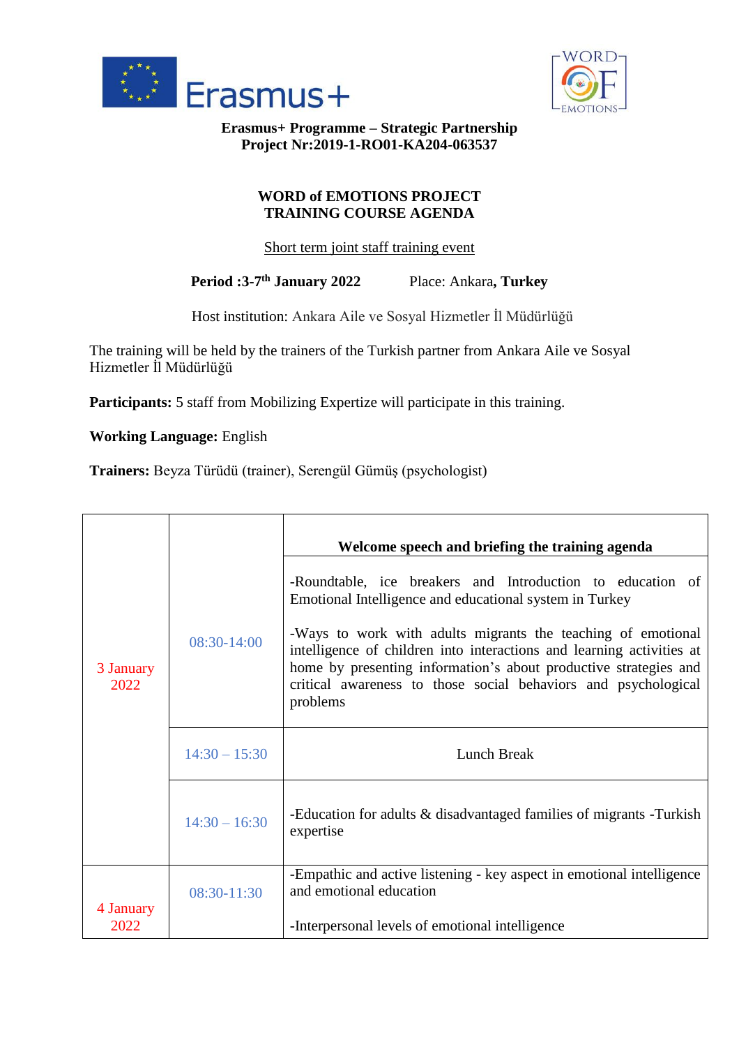**Erasmus+ Programme – Strategic Partnership**
**Project Nr:2019-1-RO01-KA204-063537**

# WORD of EMOTIONS PROJECT
# TRAINING COURSE AGENDA

Short term joint staff training event

**Period :3-7th January 2022** Place: Ankara**, Turkey**

Host institution: Ankara Aile ve Sosyal Hizmetler İl Müdürlüğü

The training will be held by the trainers of the Turkish partner from Ankara Aile ve Sosyal Hizmetler İl Müdürlüğü

**Participants:** 5 staff from Mobilizing Expertize will participate in this training.

**Working Language:** English

**Trainers:** Beyza Türüdü (trainer), Serengül Gümüş (psychologist)

| | | |
|---|---|---|
| 3 January 2022 | 08:30-14:00 | **Welcome speech and briefing the training agenda**<br><br>-Roundtable, ice breakers and Introduction to education of Emotional Intelligence and educational system in Turkey<br><br>-Ways to work with adults migrants the teaching of emotional intelligence of children into interactions and learning activities at home by presenting information's about productive strategies and critical awareness to those social behaviors and psychological problems |
| | 14:30 – 15:30 | Lunch Break |
| | 14:30 – 16:30 | -Education for adults & disadvantaged families of migrants -Turkish expertise |
| 4 January 2022 | 08:30-11:30 | -Empathic and active listening - key aspect in emotional intelligence and emotional education<br><br>-Interpersonal levels of emotional intelligence |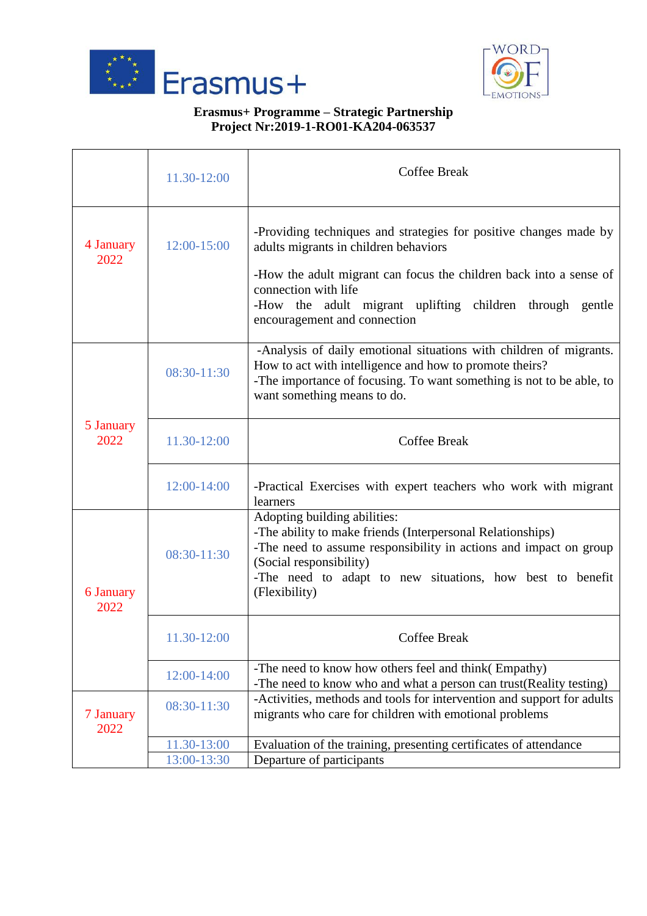**Erasmus+ Programme – Strategic Partnership**
**Project Nr:2019-1-RO01-KA204-063537**

| | | |
|---|---|---|
| | 11.30-12:00 | Coffee Break |
| 4 January 2022 | 12:00-15:00 | -Providing techniques and strategies for positive changes made by adults migrants in children behaviors<br><br>-How the adult migrant can focus the children back into a sense of connection with life<br>-How the adult migrant uplifting children through gentle encouragement and connection |
| 5 January 2022 | 08:30-11:30 | -Analysis of daily emotional situations with children of migrants. How to act with intelligence and how to promote theirs?<br>-The importance of focusing. To want something is not to be able, to want something means to do. |
| | 11.30-12:00 | Coffee Break |
| | 12:00-14:00 | -Practical Exercises with expert teachers who work with migrant learners |
| 6 January 2022 | 08:30-11:30 | Adopting building abilities:<br>-The ability to make friends (Interpersonal Relationships)<br>-The need to assume responsibility in actions and impact on group (Social responsibility)<br>-The need to adapt to new situations, how best to benefit (Flexibility) |
| | 11.30-12:00 | Coffee Break |
| | 12:00-14:00 | -The need to know how others feel and think( Empathy)<br>-The need to know who and what a person can trust(Reality testing) |
| 7 January 2022 | 08:30-11:30 | -Activities, methods and tools for intervention and support for adults migrants who care for children with emotional problems |
| | 11.30-13:00 | Evaluation of the training, presenting certificates of attendance |
| | 13:00-13:30 | Departure of participants |